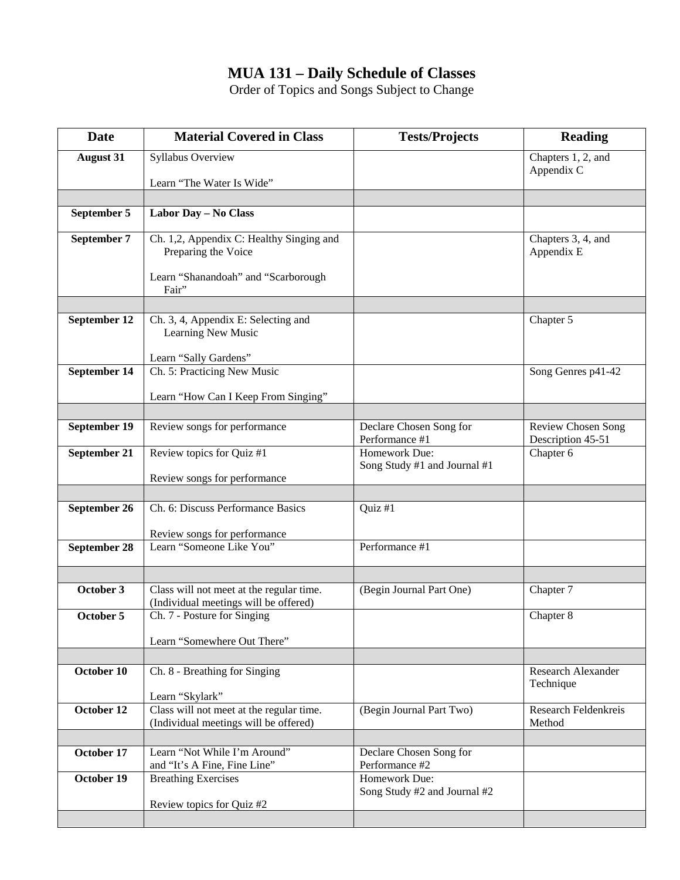# MUA 131 – Daily Schedule of Classes

Order of Topics and Songs Subject to Change

| Date | Material Covered in Class | Tests/Projects | Reading |
|---|---|---|---|
| **August 31** | Syllabus Overview<br><br>Learn "The Water Is Wide" | | Chapters 1, 2, and Appendix C |
| | | | |
| **September 5** | **Labor Day – No Class** | | |
| **September 7** | Ch. 1,2, Appendix C: Healthy Singing and Preparing the Voice<br><br>Learn "Shanandoah" and "Scarborough Fair" | | Chapters 3, 4, and Appendix E |
| | | | |
| **September 12** | Ch. 3, 4, Appendix E: Selecting and Learning New Music<br><br>Learn "Sally Gardens" | | Chapter 5 |
| **September 14** | Ch. 5: Practicing New Music<br><br>Learn "How Can I Keep From Singing" | | Song Genres p41-42 |
| | | | |
| **September 19** | Review songs for performance | Declare Chosen Song for Performance #1 | Review Chosen Song Description 45-51 |
| **September 21** | Review topics for Quiz #1<br><br>Review songs for performance | Homework Due:<br>Song Study #1 and Journal #1 | Chapter 6 |
| | | | |
| **September 26** | Ch. 6: Discuss Performance Basics<br><br>Review songs for performance | Quiz #1 | |
| **September 28** | Learn "Someone Like You" | Performance #1 | |
| | | | |
| **October 3** | Class will not meet at the regular time. (Individual meetings will be offered) | (Begin Journal Part One) | Chapter 7 |
| **October 5** | Ch. 7 - Posture for Singing<br><br>Learn "Somewhere Out There" | | Chapter 8 |
| | | | |
| **October 10** | Ch. 8 - Breathing for Singing<br><br>Learn "Skylark" | | Research Alexander Technique |
| **October 12** | Class will not meet at the regular time. (Individual meetings will be offered) | (Begin Journal Part Two) | Research Feldenkreis Method |
| | | | |
| **October 17** | Learn "Not While I'm Around" and "It's A Fine, Fine Line" | Declare Chosen Song for Performance #2 | |
| **October 19** | Breathing Exercises<br><br>Review topics for Quiz #2 | Homework Due:<br>Song Study #2 and Journal #2 | |
| | | | |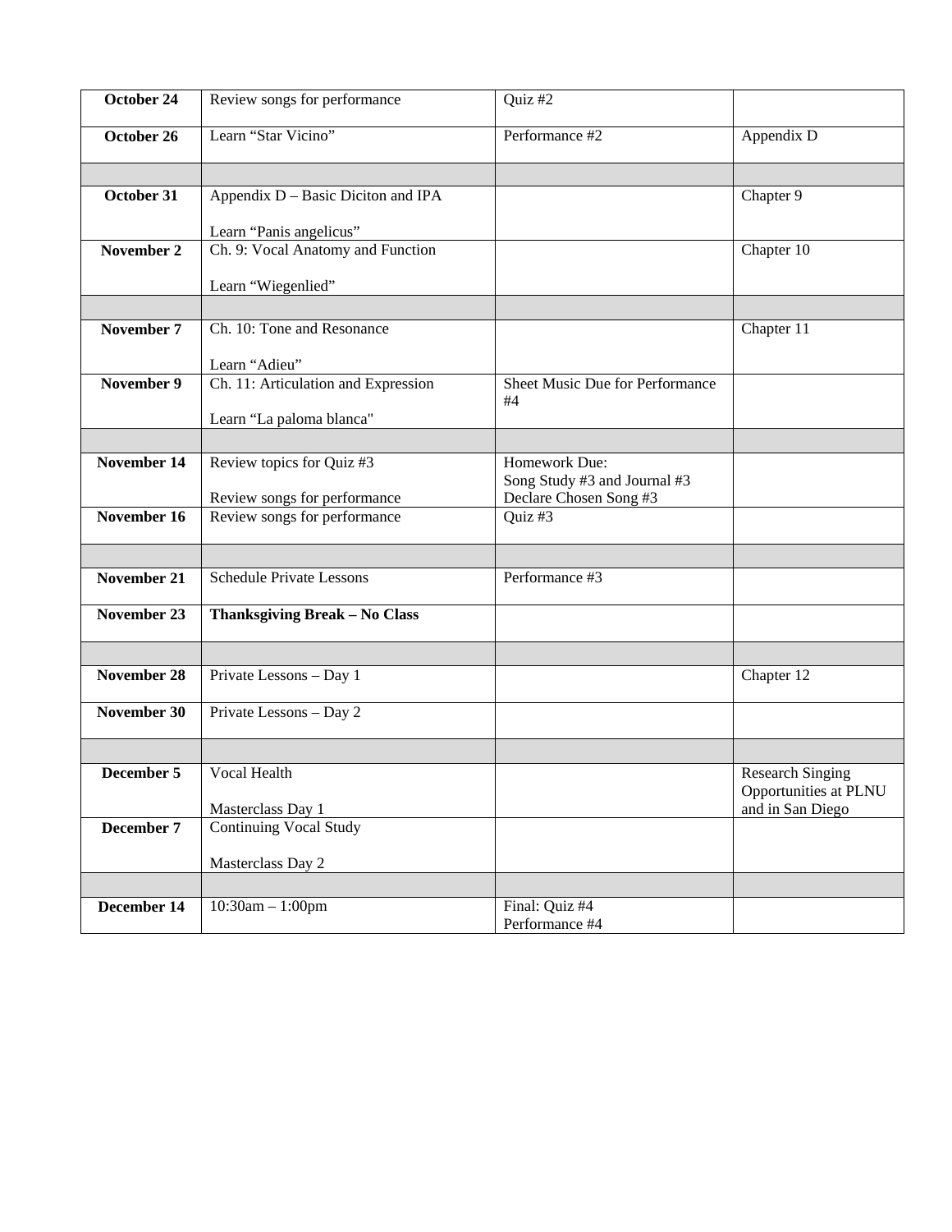| | | | |
|---|---|---|---|
| **October 24** | Review songs for performance | Quiz #2 | |
| **October 26** | Learn "Star Vicino" | Performance #2 | Appendix D |
| | | | |
| **October 31** | Appendix D – Basic Diciton and IPA<br><br>Learn "Panis angelicus" | | Chapter 9 |
| **November 2** | Ch. 9: Vocal Anatomy and Function<br><br>Learn "Wiegenlied" | | Chapter 10 |
| | | | |
| **November 7** | Ch. 10: Tone and Resonance<br><br>Learn "Adieu" | | Chapter 11 |
| **November 9** | Ch. 11: Articulation and Expression<br><br>Learn "La paloma blanca" | Sheet Music Due for Performance #4 | |
| | | | |
| **November 14** | Review topics for Quiz #3<br><br>Review songs for performance | Homework Due:<br>Song Study #3 and Journal #3<br>Declare Chosen Song #3 | |
| **November 16** | Review songs for performance | Quiz #3 | |
| | | | |
| **November 21** | Schedule Private Lessons | Performance #3 | |
| **November 23** | **Thanksgiving Break – No Class** | | |
| | | | |
| **November 28** | Private Lessons – Day 1 | | Chapter 12 |
| **November 30** | Private Lessons – Day 2 | | |
| | | | |
| **December 5** | Vocal Health<br><br>Masterclass Day 1 | | Research Singing Opportunities at PLNU and in San Diego |
| **December 7** | Continuing Vocal Study<br><br>Masterclass Day 2 | | |
| | | | |
| **December 14** | 10:30am – 1:00pm | Final: Quiz #4<br>Performance #4 | |